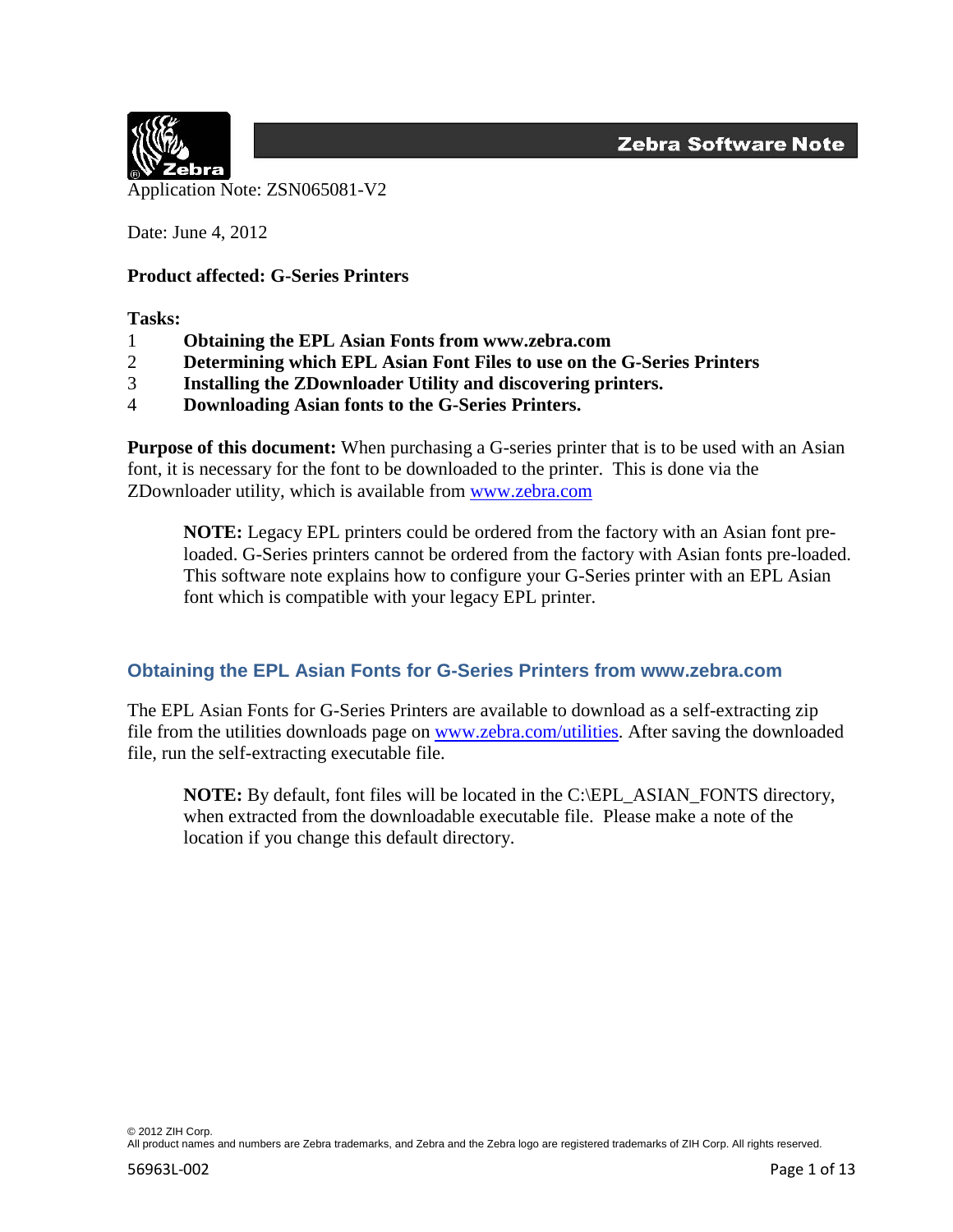**Zebra Software Note**

Application Note: ZSN065081-V2

Date: June 4, 2012

**Product affected: G-Series Printers**

**Tasks:**

1. **Obtaining the EPL Asian Fonts from www.zebra.com**
2. **Determining which EPL Asian Font Files to use on the G-Series Printers**
3. **Installing the ZDownloader Utility and discovering printers.**
4. **Downloading Asian fonts to the G-Series Printers.**

**Purpose of this document:** When purchasing a G-series printer that is to be used with an Asian font, it is necessary for the font to be downloaded to the printer. This is done via the ZDownloader utility, which is available from [www.zebra.com](http://www.zebra.com)

> **NOTE:** Legacy EPL printers could be ordered from the factory with an Asian font pre-loaded. G-Series printers cannot be ordered from the factory with Asian fonts pre-loaded. This software note explains how to configure your G-Series printer with an EPL Asian font which is compatible with your legacy EPL printer.

## Obtaining the EPL Asian Fonts for G-Series Printers from www.zebra.com

The EPL Asian Fonts for G-Series Printers are available to download as a self-extracting zip file from the utilities downloads page on [www.zebra.com/utilities](http://www.zebra.com/utilities). After saving the downloaded file, run the self-extracting executable file.

> **NOTE:** By default, font files will be located in the C:\EPL_ASIAN_FONTS directory, when extracted from the downloadable executable file. Please make a note of the location if you change this default directory.

© 2012 ZIH Corp.
All product names and numbers are Zebra trademarks, and Zebra and the Zebra logo are registered trademarks of ZIH Corp. All rights reserved.

56963L-002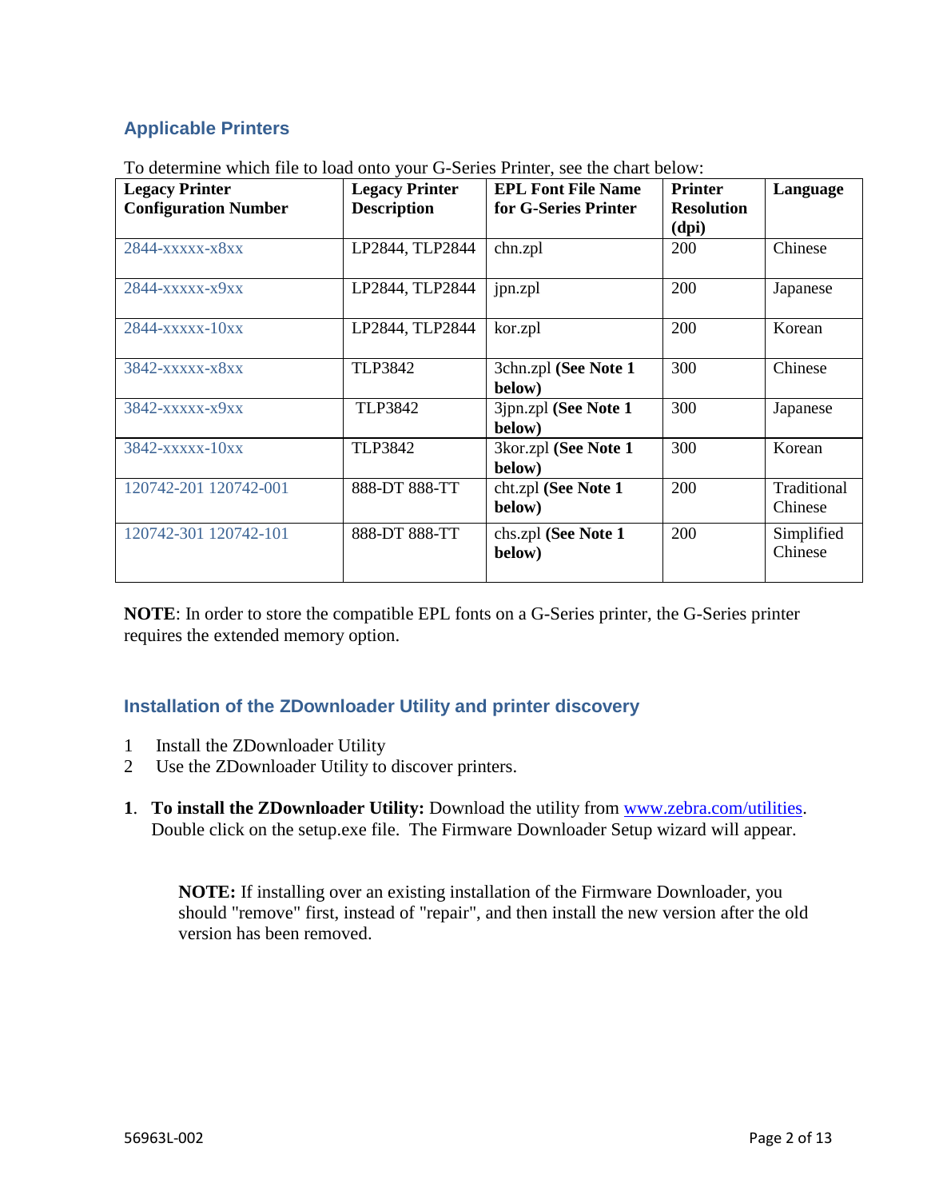## Applicable Printers

To determine which file to load onto your G-Series Printer, see the chart below:

| Legacy Printer Configuration Number | Legacy Printer Description | EPL Font File Name for G-Series Printer | Printer Resolution (dpi) | Language |
|---|---|---|---|---|
| 2844-xxxxx-x8xx | LP2844, TLP2844 | chn.zpl | 200 | Chinese |
| 2844-xxxxx-x9xx | LP2844, TLP2844 | jpn.zpl | 200 | Japanese |
| 2844-xxxxx-10xx | LP2844, TLP2844 | kor.zpl | 200 | Korean |
| 3842-xxxxx-x8xx | TLP3842 | 3chn.zpl **(See Note 1 below)** | 300 | Chinese |
| 3842-xxxxx-x9xx | TLP3842 | 3jpn.zpl **(See Note 1 below)** | 300 | Japanese |
| 3842-xxxxx-10xx | TLP3842 | 3kor.zpl **(See Note 1 below)** | 300 | Korean |
| 120742-201 120742-001 | 888-DT 888-TT | cht.zpl **(See Note 1 below)** | 200 | Traditional Chinese |
| 120742-301 120742-101 | 888-DT 888-TT | chs.zpl **(See Note 1 below)** | 200 | Simplified Chinese |

**NOTE**: In order to store the compatible EPL fonts on a G-Series printer, the G-Series printer requires the extended memory option.

## Installation of the ZDownloader Utility and printer discovery

1 Install the ZDownloader Utility
2 Use the ZDownloader Utility to discover printers.

**1**. **To install the ZDownloader Utility:** Download the utility from [www.zebra.com/utilities](http://www.zebra.com/utilities). Double click on the setup.exe file. The Firmware Downloader Setup wizard will appear.

> **NOTE:** If installing over an existing installation of the Firmware Downloader, you should "remove" first, instead of "repair", and then install the new version after the old version has been removed.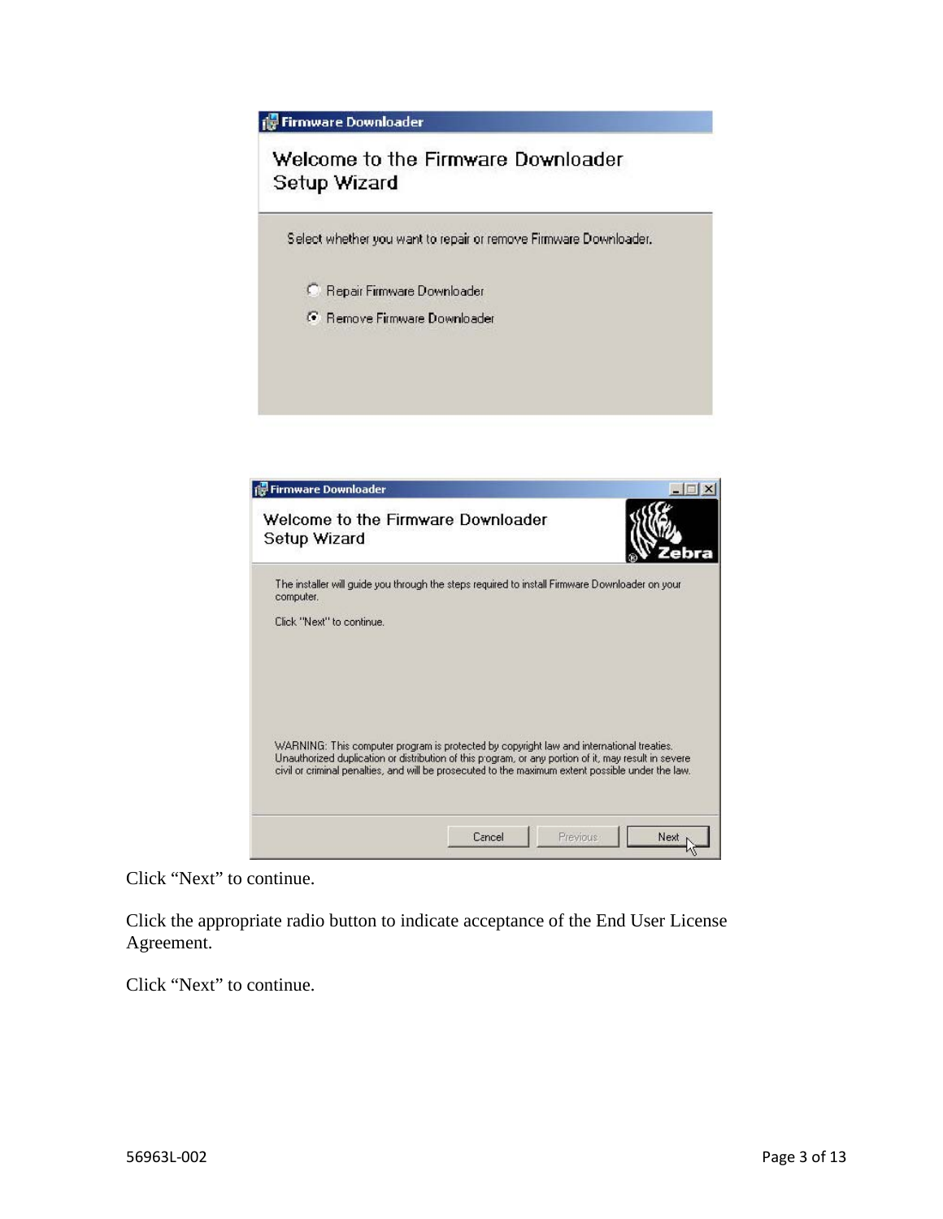Click “Next” to continue.

Click the appropriate radio button to indicate acceptance of the End User License Agreement.

Click “Next” to continue.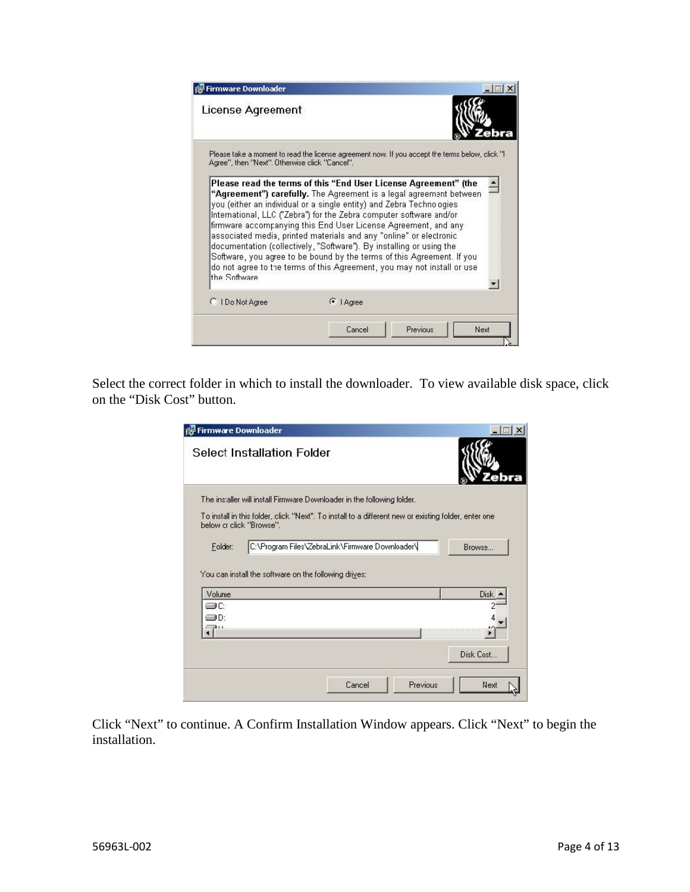Select the correct folder in which to install the downloader. To view available disk space, click on the "Disk Cost" button.

Click "Next" to continue. A Confirm Installation Window appears. Click "Next" to begin the installation.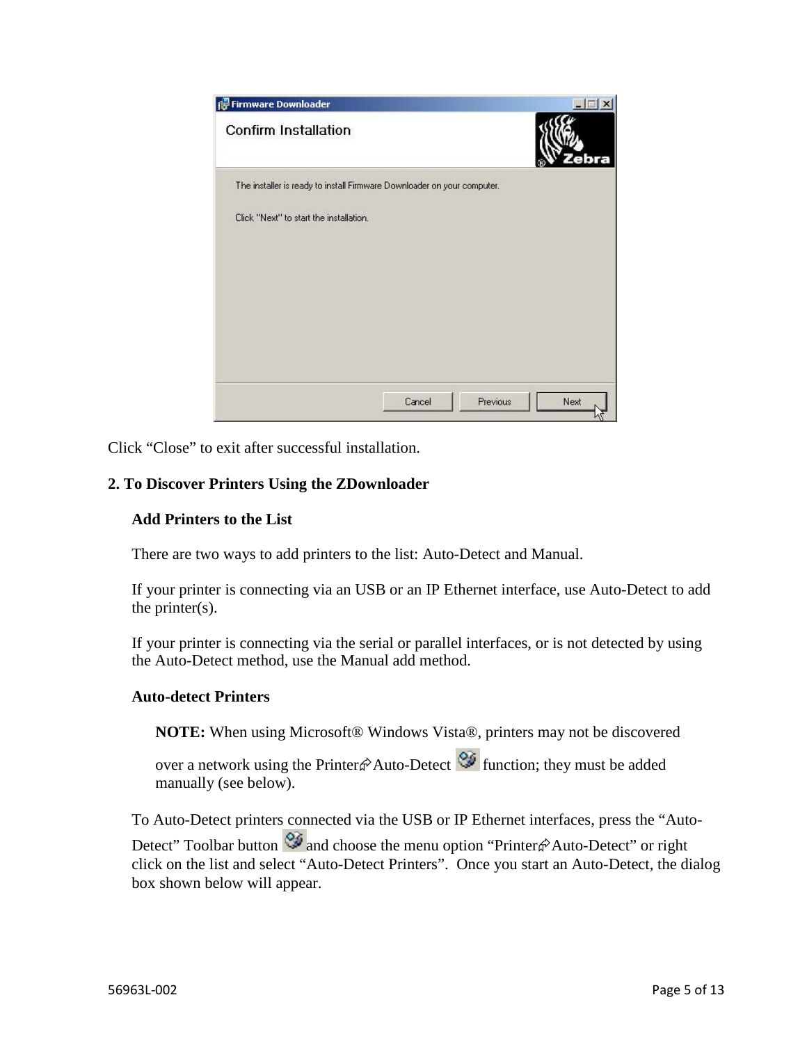Click “Close” to exit after successful installation.

## 2. To Discover Printers Using the ZDownloader

### Add Printers to the List

There are two ways to add printers to the list: Auto-Detect and Manual.

If your printer is connecting via an USB or an IP Ethernet interface, use Auto-Detect to add the printer(s).

If your printer is connecting via the serial or parallel interfaces, or is not detected by using the Auto-Detect method, use the Manual add method.

### Auto-detect Printers

**NOTE:** When using Microsoft® Windows Vista®, printers may not be discovered over a network using the Printer⇨Auto-Detect function; they must be added manually (see below).

To Auto-Detect printers connected via the USB or IP Ethernet interfaces, press the “Auto-Detect” Toolbar button and choose the menu option “Printer⇨Auto-Detect” or right click on the list and select “Auto-Detect Printers”. Once you start an Auto-Detect, the dialog box shown below will appear.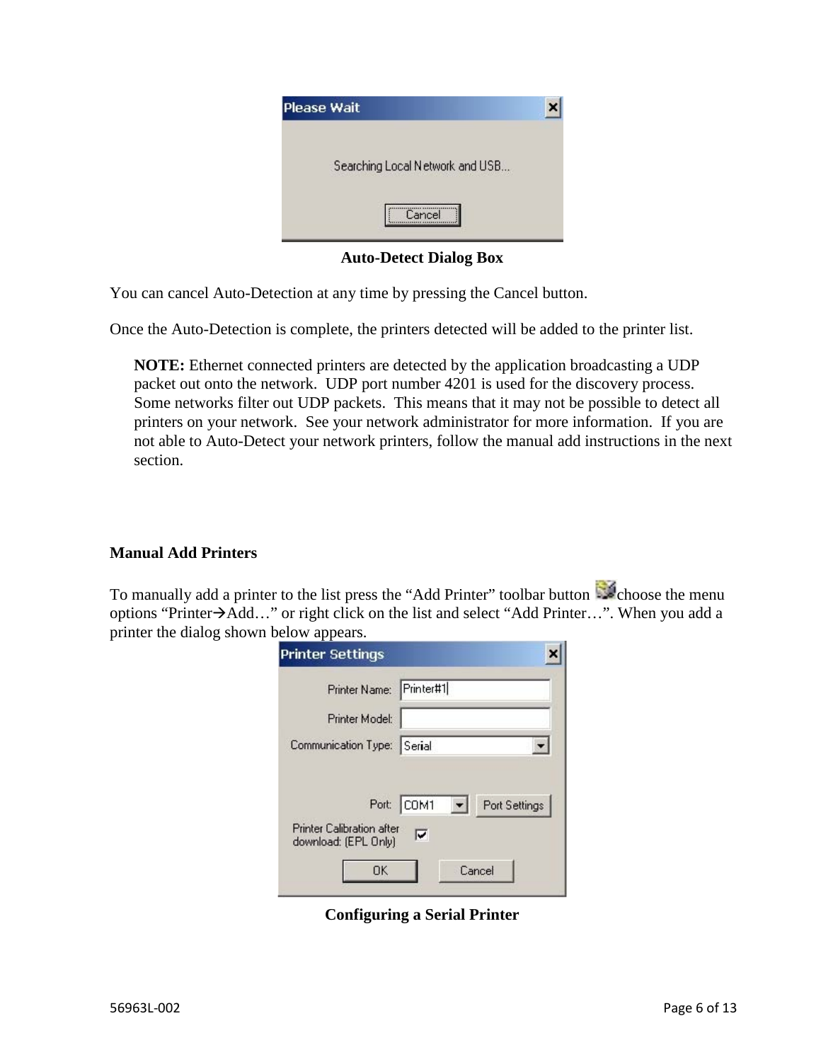**Auto-Detect Dialog Box**

You can cancel Auto-Detection at any time by pressing the Cancel button.

Once the Auto-Detection is complete, the printers detected will be added to the printer list.

> **NOTE:** Ethernet connected printers are detected by the application broadcasting a UDP packet out onto the network. UDP port number 4201 is used for the discovery process. Some networks filter out UDP packets. This means that it may not be possible to detect all printers on your network. See your network administrator for more information. If you are not able to Auto-Detect your network printers, follow the manual add instructions in the next section.

### Manual Add Printers

To manually add a printer to the list press the "Add Printer" toolbar button choose the menu options "Printer→Add…" or right click on the list and select "Add Printer…". When you add a printer the dialog shown below appears.

**Configuring a Serial Printer**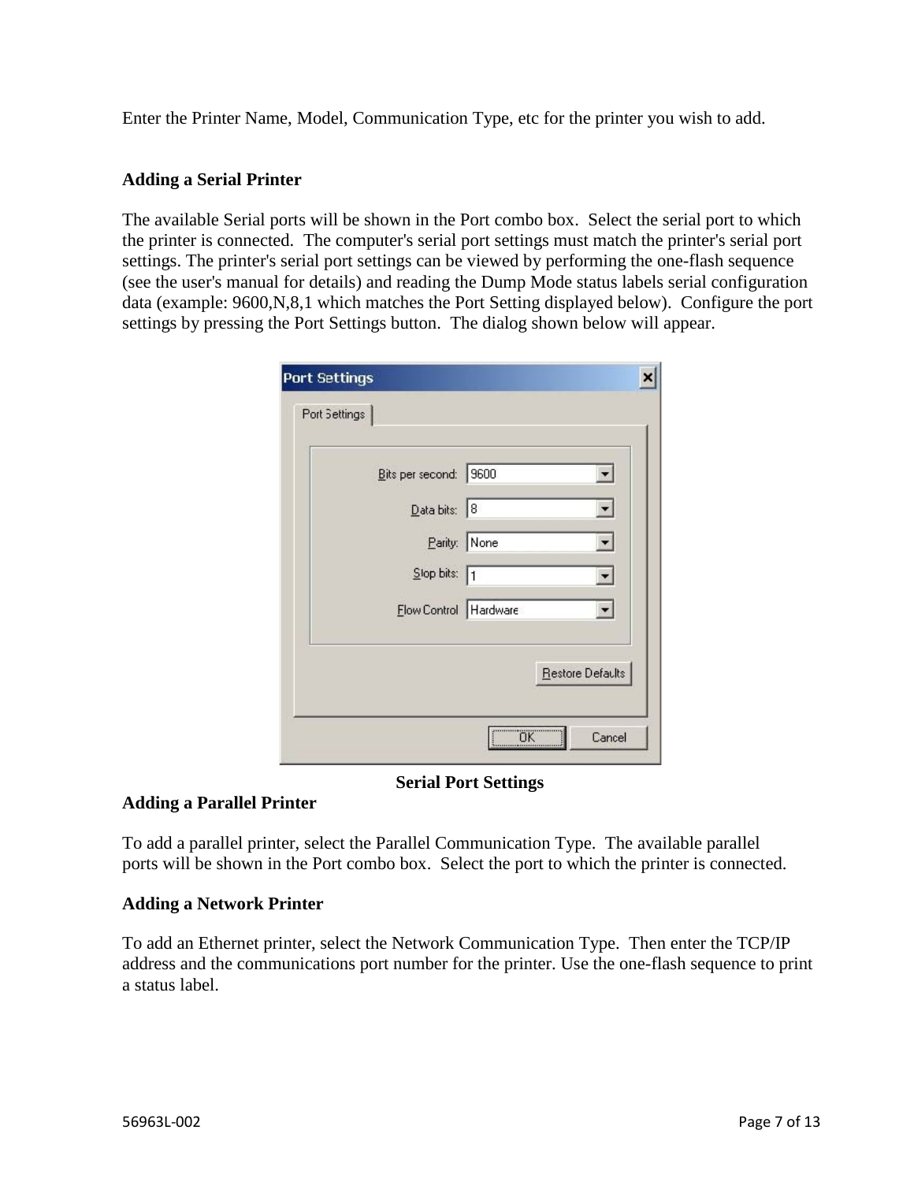Enter the Printer Name, Model, Communication Type, etc for the printer you wish to add.

**Adding a Serial Printer**

The available Serial ports will be shown in the Port combo box. Select the serial port to which the printer is connected. The computer's serial port settings must match the printer's serial port settings. The printer's serial port settings can be viewed by performing the one-flash sequence (see the user's manual for details) and reading the Dump Mode status labels serial configuration data (example: 9600,N,8,1 which matches the Port Setting displayed below). Configure the port settings by pressing the Port Settings button. The dialog shown below will appear.

**Serial Port Settings**

**Adding a Parallel Printer**

To add a parallel printer, select the Parallel Communication Type. The available parallel ports will be shown in the Port combo box. Select the port to which the printer is connected.

**Adding a Network Printer**

To add an Ethernet printer, select the Network Communication Type. Then enter the TCP/IP address and the communications port number for the printer. Use the one-flash sequence to print a status label.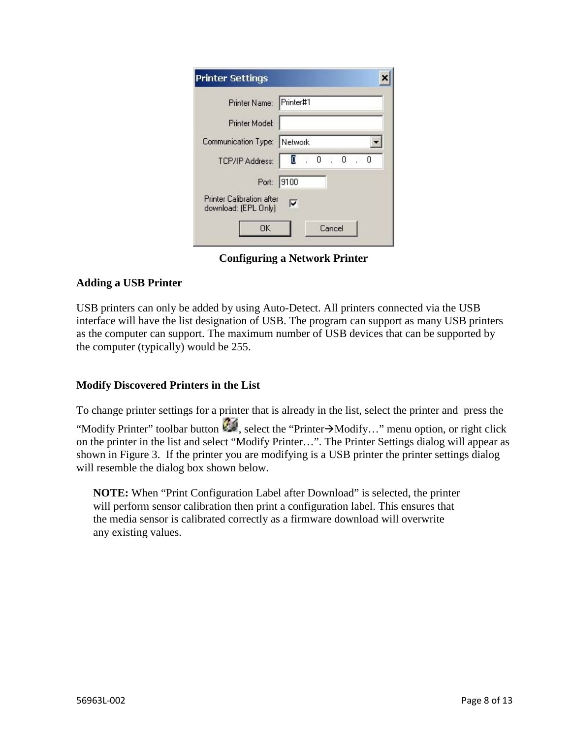**Configuring a Network Printer**

**Adding a USB Printer**

USB printers can only be added by using Auto-Detect. All printers connected via the USB interface will have the list designation of USB. The program can support as many USB printers as the computer can support. The maximum number of USB devices that can be supported by the computer (typically) would be 255.

**Modify Discovered Printers in the List**

To change printer settings for a printer that is already in the list, select the printer and press the "Modify Printer" toolbar button , select the "Printer→Modify…" menu option, or right click on the printer in the list and select "Modify Printer…". The Printer Settings dialog will appear as shown in Figure 3. If the printer you are modifying is a USB printer the printer settings dialog will resemble the dialog box shown below.

> **NOTE:** When "Print Configuration Label after Download" is selected, the printer will perform sensor calibration then print a configuration label. This ensures that the media sensor is calibrated correctly as a firmware download will overwrite any existing values.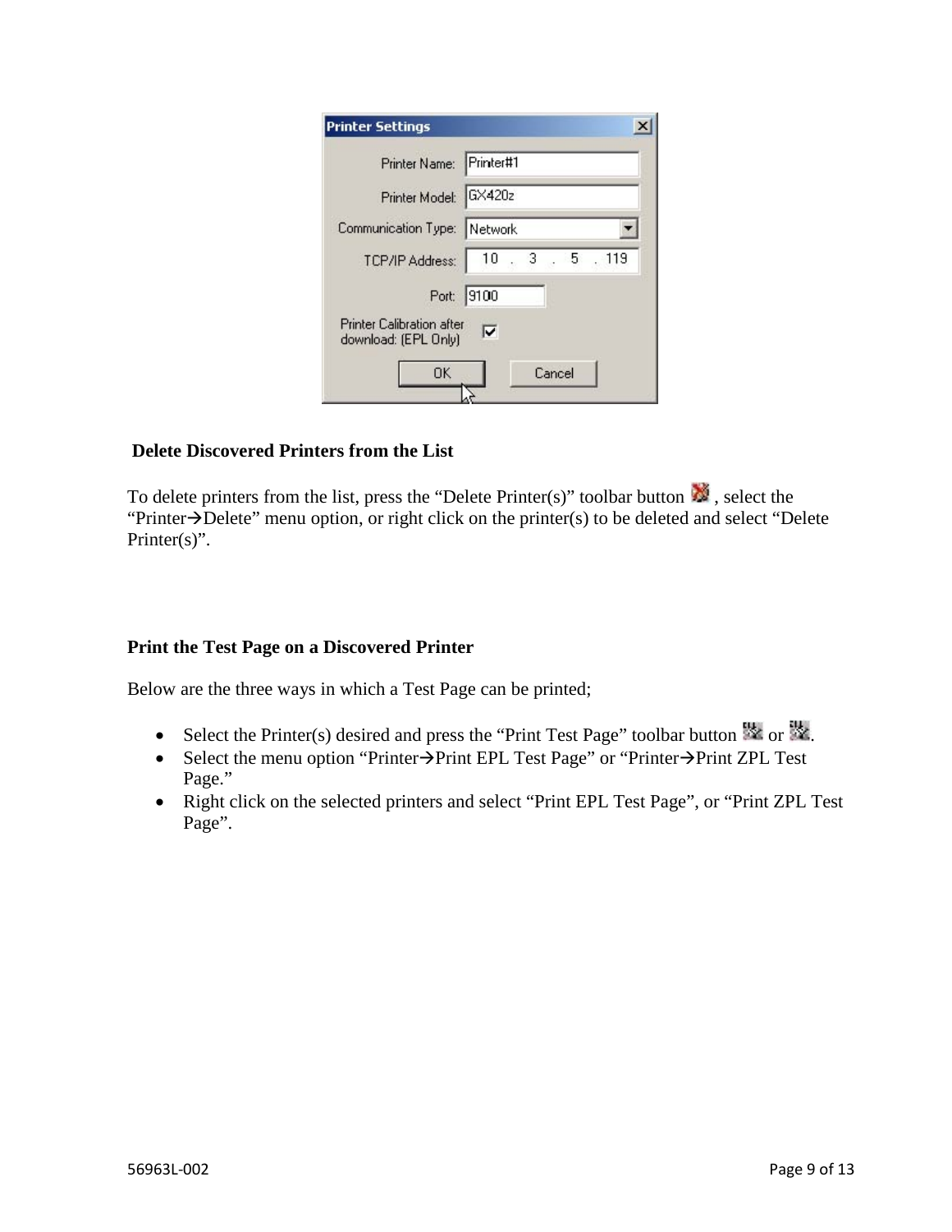### Delete Discovered Printers from the List

To delete printers from the list, press the “Delete Printer(s)” toolbar button , select the “Printer→Delete” menu option, or right click on the printer(s) to be deleted and select “Delete Printer(s)”.

### Print the Test Page on a Discovered Printer

Below are the three ways in which a Test Page can be printed;

- Select the Printer(s) desired and press the “Print Test Page” toolbar button  or .
- Select the menu option “Printer→Print EPL Test Page” or “Printer→Print ZPL Test Page.”
- Right click on the selected printers and select “Print EPL Test Page”, or “Print ZPL Test Page”.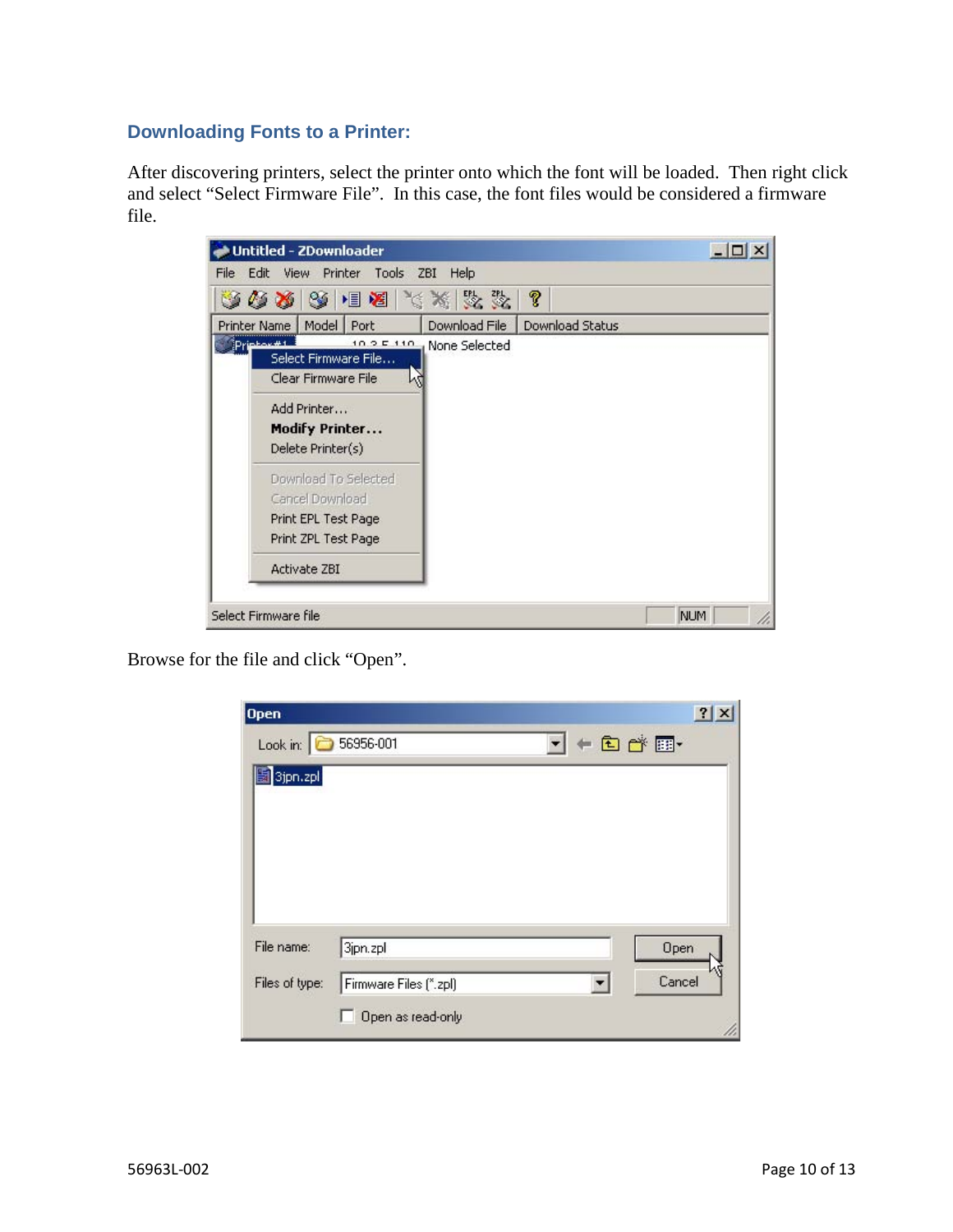## Downloading Fonts to a Printer:

After discovering printers, select the printer onto which the font will be loaded. Then right click and select "Select Firmware File". In this case, the font files would be considered a firmware file.

Browse for the file and click "Open".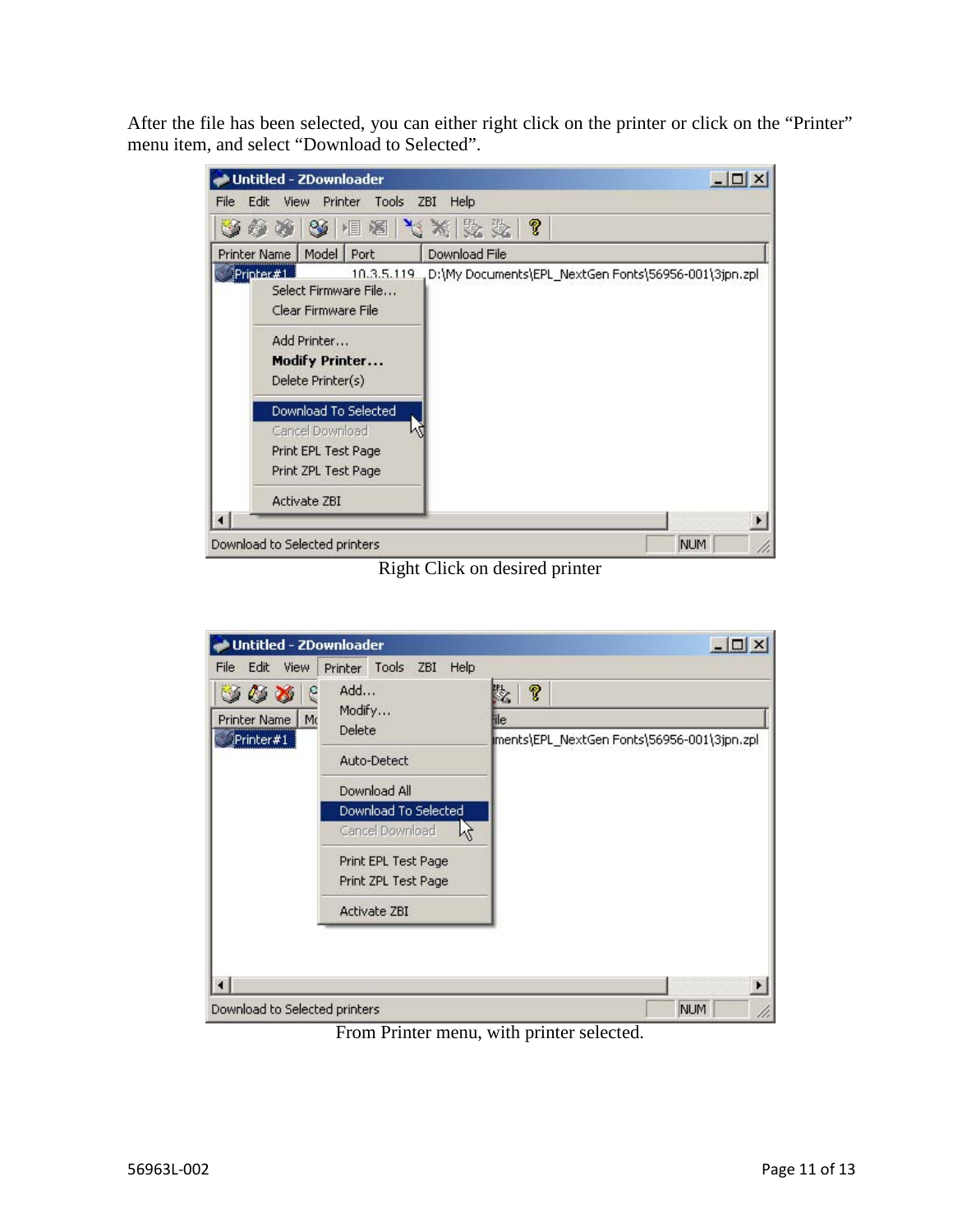After the file has been selected, you can either right click on the printer or click on the "Printer" menu item, and select "Download to Selected".

Right Click on desired printer

From Printer menu, with printer selected.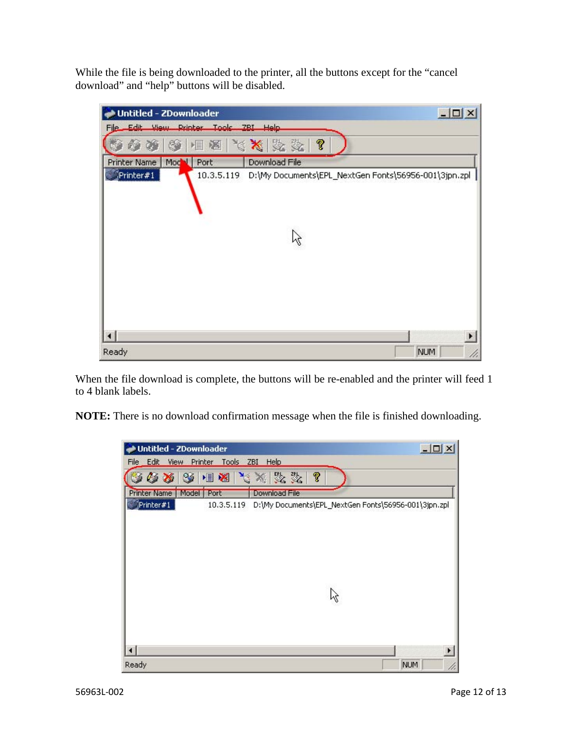While the file is being downloaded to the printer, all the buttons except for the "cancel download" and "help" buttons will be disabled.

When the file download is complete, the buttons will be re-enabled and the printer will feed 1 to 4 blank labels.

**NOTE:** There is no download confirmation message when the file is finished downloading.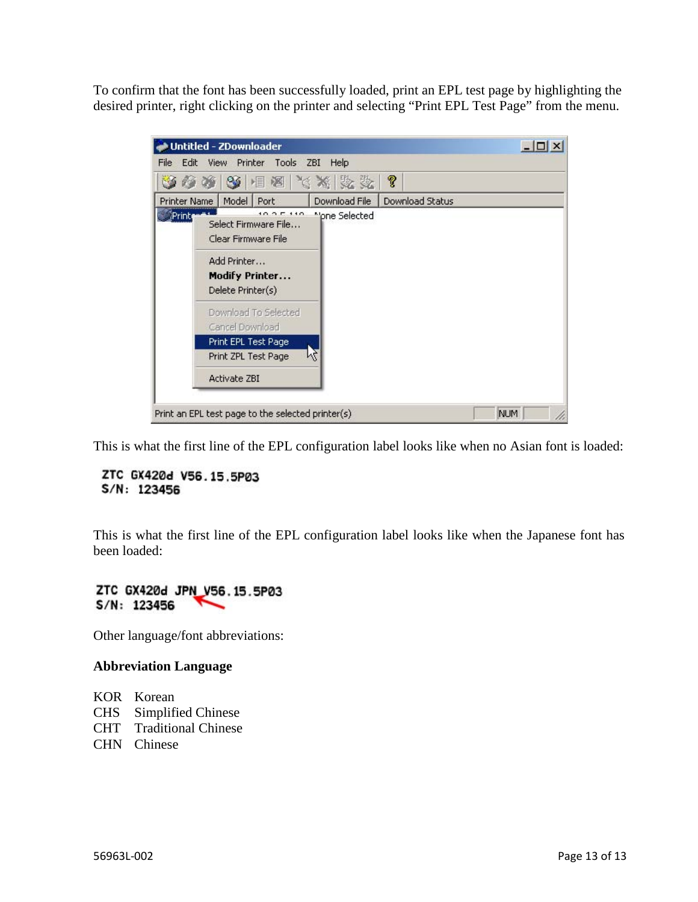To confirm that the font has been successfully loaded, print an EPL test page by highlighting the desired printer, right clicking on the printer and selecting "Print EPL Test Page" from the menu.

This is what the first line of the EPL configuration label looks like when no Asian font is loaded:

This is what the first line of the EPL configuration label looks like when the Japanese font has been loaded:

Other language/font abbreviations:

**Abbreviation Language**

KOR Korean
CHS Simplified Chinese
CHT Traditional Chinese
CHN Chinese